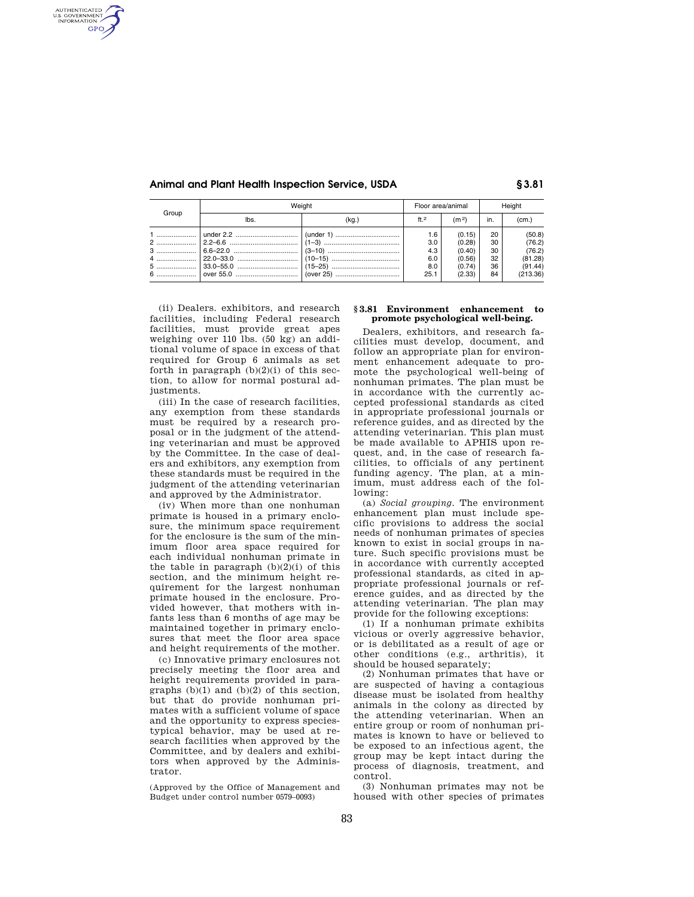| Group | Weight | | Floor area/animal | | Height | |
|---|---|---|---|---|---|---|
| | lbs. | (kg.) | ft.² | (m²) | in. | (cm.) |
| 1 | under 2.2 | (under 1) | 1.6 | (0.15) | 20 | (50.8) |
| 2 | 2.2–6.6 | (1–3) | 3.0 | (0.28) | 30 | (76.2) |
| 3 | 6.6–22.0 | (3–10) | 4.3 | (0.40) | 30 | (76.2) |
| 4 | 22.0–33.0 | (10–15) | 6.0 | (0.56) | 32 | (81.28) |
| 5 | 33.0–55.0 | (15–25) | 8.0 | (0.74) | 36 | (91.44) |
| 6 | over 55.0 | (over 25) | 25.1 | (2.33) | 84 | (213.36) |

(ii) Dealers. exhibitors, and research facilities, including Federal research facilities, must provide great apes weighing over 110 lbs. (50 kg) an additional volume of space in excess of that required for Group 6 animals as set forth in paragraph (b)(2)(i) of this section, to allow for normal postural adjustments.

(iii) In the case of research facilities, any exemption from these standards must be required by a research proposal or in the judgment of the attending veterinarian and must be approved by the Committee. In the case of dealers and exhibitors, any exemption from these standards must be required in the judgment of the attending veterinarian and approved by the Administrator.

(iv) When more than one nonhuman primate is housed in a primary enclosure, the minimum space requirement for the enclosure is the sum of the minimum floor area space required for each individual nonhuman primate in the table in paragraph (b)(2)(i) of this section, and the minimum height requirement for the largest nonhuman primate housed in the enclosure. Provided however, that mothers with infants less than 6 months of age may be maintained together in primary enclosures that meet the floor area space and height requirements of the mother.

(c) Innovative primary enclosures not precisely meeting the floor area and height requirements provided in paragraphs (b)(1) and (b)(2) of this section, but that do provide nonhuman primates with a sufficient volume of space and the opportunity to express species-typical behavior, may be used at research facilities when approved by the Committee, and by dealers and exhibitors when approved by the Administrator.

(Approved by the Office of Management and Budget under control number 0579–0093)

## § 3.81 Environment enhancement to promote psychological well-being.

Dealers, exhibitors, and research facilities must develop, document, and follow an appropriate plan for environment enhancement adequate to promote the psychological well-being of nonhuman primates. The plan must be in accordance with the currently accepted professional standards as cited in appropriate professional journals or reference guides, and as directed by the attending veterinarian. This plan must be made available to APHIS upon request, and, in the case of research facilities, to officials of any pertinent funding agency. The plan, at a minimum, must address each of the following:

(a) *Social grouping.* The environment enhancement plan must include specific provisions to address the social needs of nonhuman primates of species known to exist in social groups in nature. Such specific provisions must be in accordance with currently accepted professional standards, as cited in appropriate professional journals or reference guides, and as directed by the attending veterinarian. The plan may provide for the following exceptions:

(1) If a nonhuman primate exhibits vicious or overly aggressive behavior, or is debilitated as a result of age or other conditions (e.g., arthritis), it should be housed separately;

(2) Nonhuman primates that have or are suspected of having a contagious disease must be isolated from healthy animals in the colony as directed by the attending veterinarian. When an entire group or room of nonhuman primates is known to have or believed to be exposed to an infectious agent, the group may be kept intact during the process of diagnosis, treatment, and control.

(3) Nonhuman primates may not be housed with other species of primates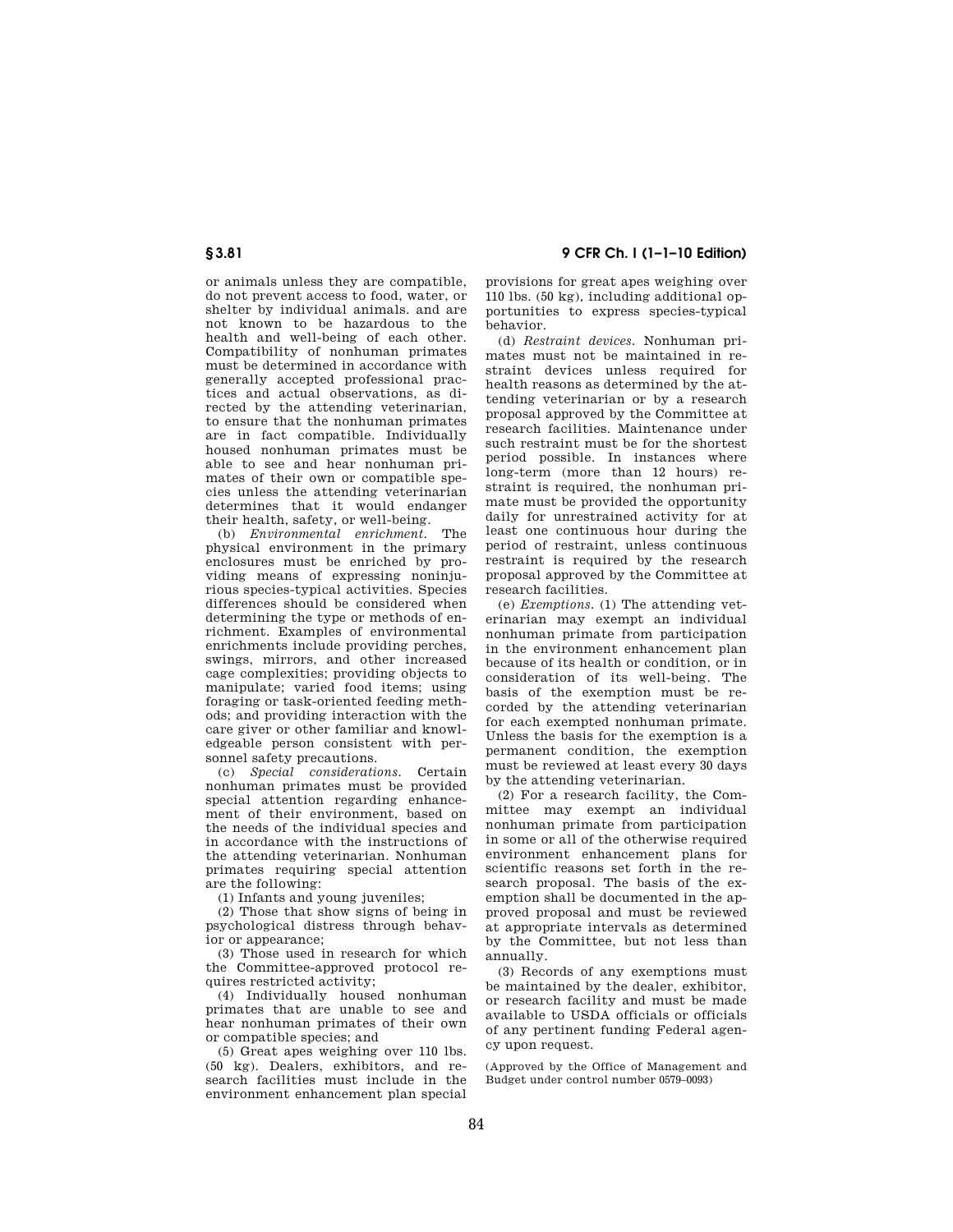or animals unless they are compatible, do not prevent access to food, water, or shelter by individual animals. and are not known to be hazardous to the health and well-being of each other. Compatibility of nonhuman primates must be determined in accordance with generally accepted professional practices and actual observations, as directed by the attending veterinarian, to ensure that the nonhuman primates are in fact compatible. Individually housed nonhuman primates must be able to see and hear nonhuman primates of their own or compatible species unless the attending veterinarian determines that it would endanger their health, safety, or well-being.

(b) *Environmental enrichment.* The physical environment in the primary enclosures must be enriched by providing means of expressing noninjurious species-typical activities. Species differences should be considered when determining the type or methods of enrichment. Examples of environmental enrichments include providing perches, swings, mirrors, and other increased cage complexities; providing objects to manipulate; varied food items; using foraging or task-oriented feeding methods; and providing interaction with the care giver or other familiar and knowledgeable person consistent with personnel safety precautions.

(c) *Special considerations.* Certain nonhuman primates must be provided special attention regarding enhancement of their environment, based on the needs of the individual species and in accordance with the instructions of the attending veterinarian. Nonhuman primates requiring special attention are the following:

(1) Infants and young juveniles;

(2) Those that show signs of being in psychological distress through behavior or appearance;

(3) Those used in research for which the Committee-approved protocol requires restricted activity;

(4) Individually housed nonhuman primates that are unable to see and hear nonhuman primates of their own or compatible species; and

(5) Great apes weighing over 110 lbs. (50 kg). Dealers, exhibitors, and research facilities must include in the environment enhancement plan special provisions for great apes weighing over 110 lbs. (50 kg), including additional opportunities to express species-typical behavior.

(d) *Restraint devices.* Nonhuman primates must not be maintained in restraint devices unless required for health reasons as determined by the attending veterinarian or by a research proposal approved by the Committee at research facilities. Maintenance under such restraint must be for the shortest period possible. In instances where long-term (more than 12 hours) restraint is required, the nonhuman primate must be provided the opportunity daily for unrestrained activity for at least one continuous hour during the period of restraint, unless continuous restraint is required by the research proposal approved by the Committee at research facilities.

(e) *Exemptions.* (1) The attending veterinarian may exempt an individual nonhuman primate from participation in the environment enhancement plan because of its health or condition, or in consideration of its well-being. The basis of the exemption must be recorded by the attending veterinarian for each exempted nonhuman primate. Unless the basis for the exemption is a permanent condition, the exemption must be reviewed at least every 30 days by the attending veterinarian.

(2) For a research facility, the Committee may exempt an individual nonhuman primate from participation in some or all of the otherwise required environment enhancement plans for scientific reasons set forth in the research proposal. The basis of the exemption shall be documented in the approved proposal and must be reviewed at appropriate intervals as determined by the Committee, but not less than annually.

(3) Records of any exemptions must be maintained by the dealer, exhibitor, or research facility and must be made available to USDA officials or officials of any pertinent funding Federal agency upon request.

(Approved by the Office of Management and Budget under control number 0579–0093)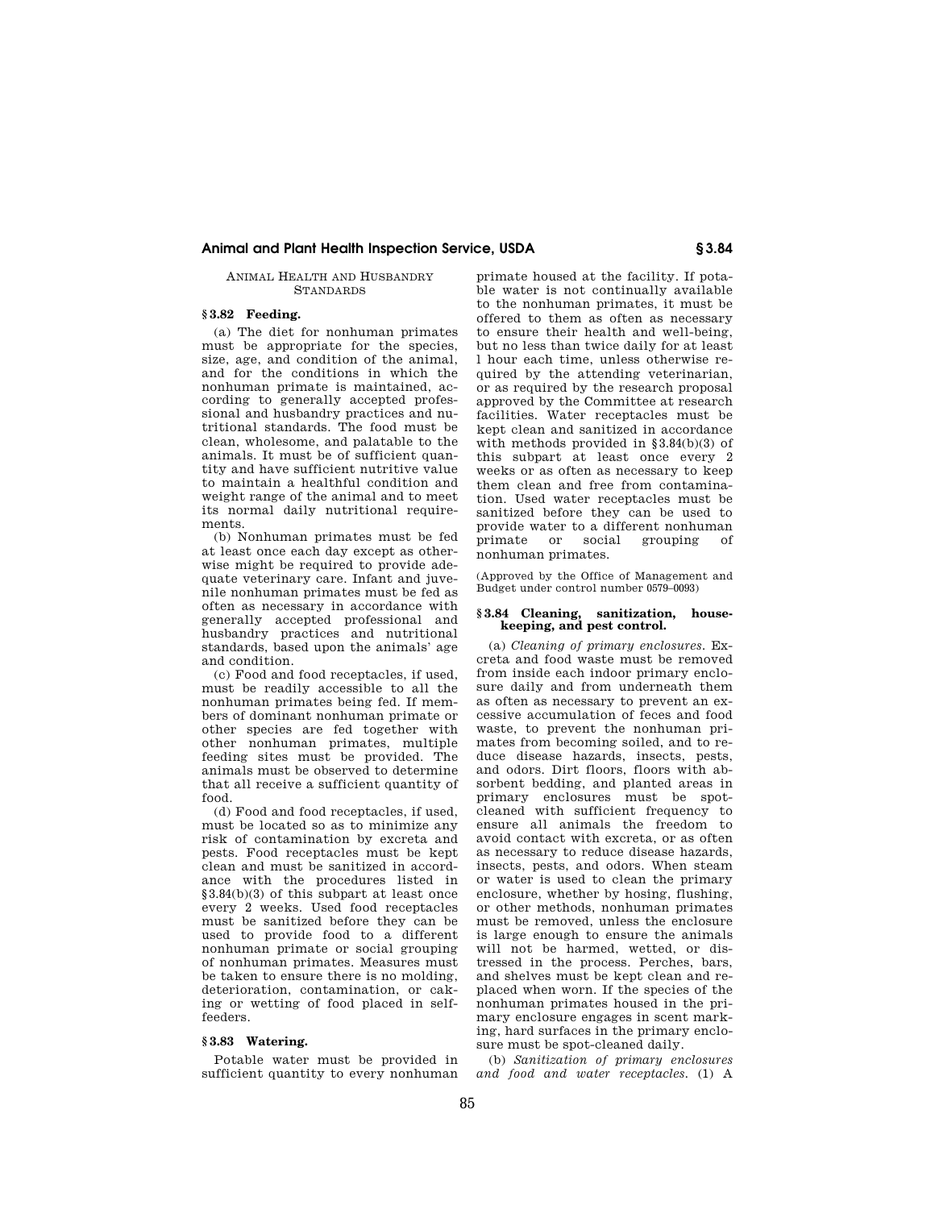ANIMAL HEALTH AND HUSBANDRY STANDARDS

### § 3.82 Feeding.

(a) The diet for nonhuman primates must be appropriate for the species, size, age, and condition of the animal, and for the conditions in which the nonhuman primate is maintained, according to generally accepted professional and husbandry practices and nutritional standards. The food must be clean, wholesome, and palatable to the animals. It must be of sufficient quantity and have sufficient nutritive value to maintain a healthful condition and weight range of the animal and to meet its normal daily nutritional requirements.

(b) Nonhuman primates must be fed at least once each day except as otherwise might be required to provide adequate veterinary care. Infant and juvenile nonhuman primates must be fed as often as necessary in accordance with generally accepted professional and husbandry practices and nutritional standards, based upon the animals' age and condition.

(c) Food and food receptacles, if used, must be readily accessible to all the nonhuman primates being fed. If members of dominant nonhuman primate or other species are fed together with other nonhuman primates, multiple feeding sites must be provided. The animals must be observed to determine that all receive a sufficient quantity of food.

(d) Food and food receptacles, if used, must be located so as to minimize any risk of contamination by excreta and pests. Food receptacles must be kept clean and must be sanitized in accordance with the procedures listed in §3.84(b)(3) of this subpart at least once every 2 weeks. Used food receptacles must be sanitized before they can be used to provide food to a different nonhuman primate or social grouping of nonhuman primates. Measures must be taken to ensure there is no molding, deterioration, contamination, or caking or wetting of food placed in self-feeders.

### § 3.83 Watering.

Potable water must be provided in sufficient quantity to every nonhuman primate housed at the facility. If potable water is not continually available to the nonhuman primates, it must be offered to them as often as necessary to ensure their health and well-being, but no less than twice daily for at least 1 hour each time, unless otherwise required by the attending veterinarian, or as required by the research proposal approved by the Committee at research facilities. Water receptacles must be kept clean and sanitized in accordance with methods provided in §3.84(b)(3) of this subpart at least once every 2 weeks or as often as necessary to keep them clean and free from contamination. Used water receptacles must be sanitized before they can be used to provide water to a different nonhuman primate or social grouping of nonhuman primates.

(Approved by the Office of Management and Budget under control number 0579–0093)

### § 3.84 Cleaning, sanitization, housekeeping, and pest control.

(a) *Cleaning of primary enclosures.* Excreta and food waste must be removed from inside each indoor primary enclosure daily and from underneath them as often as necessary to prevent an excessive accumulation of feces and food waste, to prevent the nonhuman primates from becoming soiled, and to reduce disease hazards, insects, pests, and odors. Dirt floors, floors with absorbent bedding, and planted areas in primary enclosures must be spot-cleaned with sufficient frequency to ensure all animals the freedom to avoid contact with excreta, or as often as necessary to reduce disease hazards, insects, pests, and odors. When steam or water is used to clean the primary enclosure, whether by hosing, flushing, or other methods, nonhuman primates must be removed, unless the enclosure is large enough to ensure the animals will not be harmed, wetted, or distressed in the process. Perches, bars, and shelves must be kept clean and replaced when worn. If the species of the nonhuman primates housed in the primary enclosure engages in scent marking, hard surfaces in the primary enclosure must be spot-cleaned daily.

(b) *Sanitization of primary enclosures and food and water receptacles.* (1) A